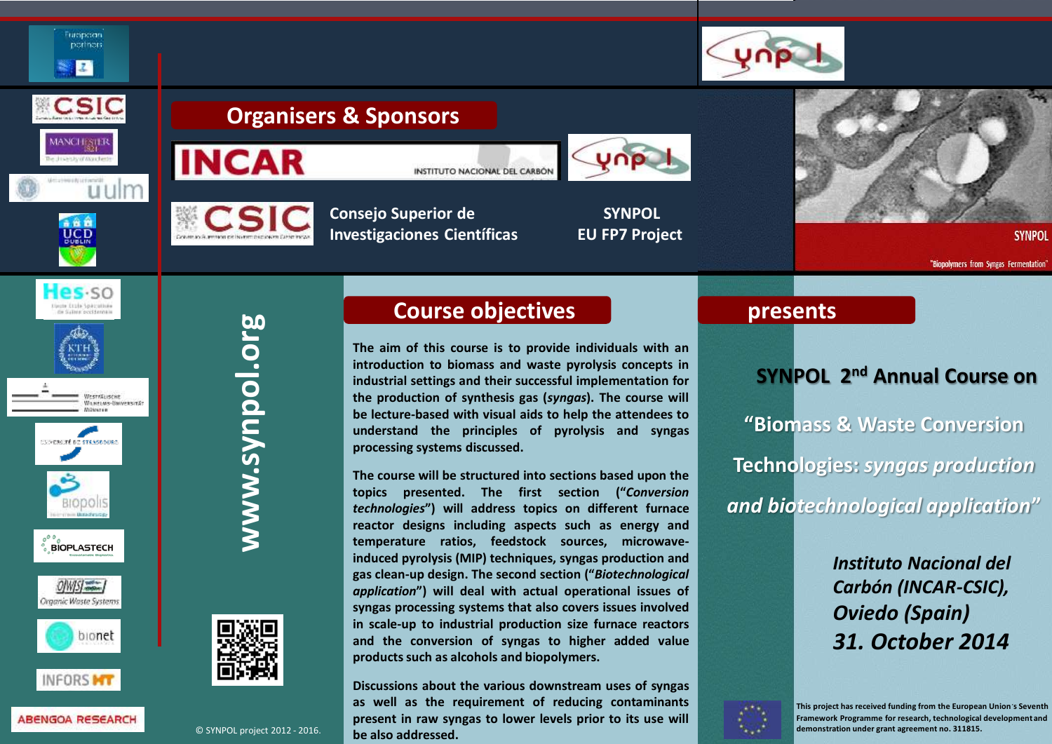## Organisers & Sponsors

INCAR — INSTITUTO NACIONAL DEL CARBÓN

CSIC — Consejo Superior de Investigaciones Científicas

SYNPOL EU FP7 Project

European partners

www.synpol.org

SYNPOL

"Biopolymers from Syngas Fermentation"

## Course objectives

The aim of this course is to provide individuals with an introduction to biomass and waste pyrolysis concepts in industrial settings and their successful implementation for the production of synthesis gas (*syngas*). The course will be lecture-based with visual aids to help the attendees to understand the principles of pyrolysis and syngas processing systems discussed.

The course will be structured into sections based upon the topics presented. The first section ("*Conversion technologies*") will address topics on different furnace reactor designs including aspects such as energy and temperature ratios, feedstock sources, microwave-induced pyrolysis (MIP) techniques, syngas production and gas clean-up design. The second section ("*Biotechnological application*") will deal with actual operational issues of syngas processing systems that also covers issues involved in scale-up to industrial production size furnace reactors and the conversion of syngas to higher added value products such as alcohols and biopolymers.

Discussions about the various downstream uses of syngas as well as the requirement of reducing contaminants present in raw syngas to lower levels prior to its use will be also addressed.

## presents

**SYNPOL 2nd Annual Course on**

**"Biomass & Waste Conversion Technologies: *syngas production and biotechnological application*"**

***Instituto Nacional del Carbón (INCAR-CSIC), Oviedo (Spain)***

***31. October 2014***

© SYNPOL project 2012 - 2016.

This project has received funding from the European Union's Seventh Framework Programme for research, technological development and demonstration under grant agreement no. 311815.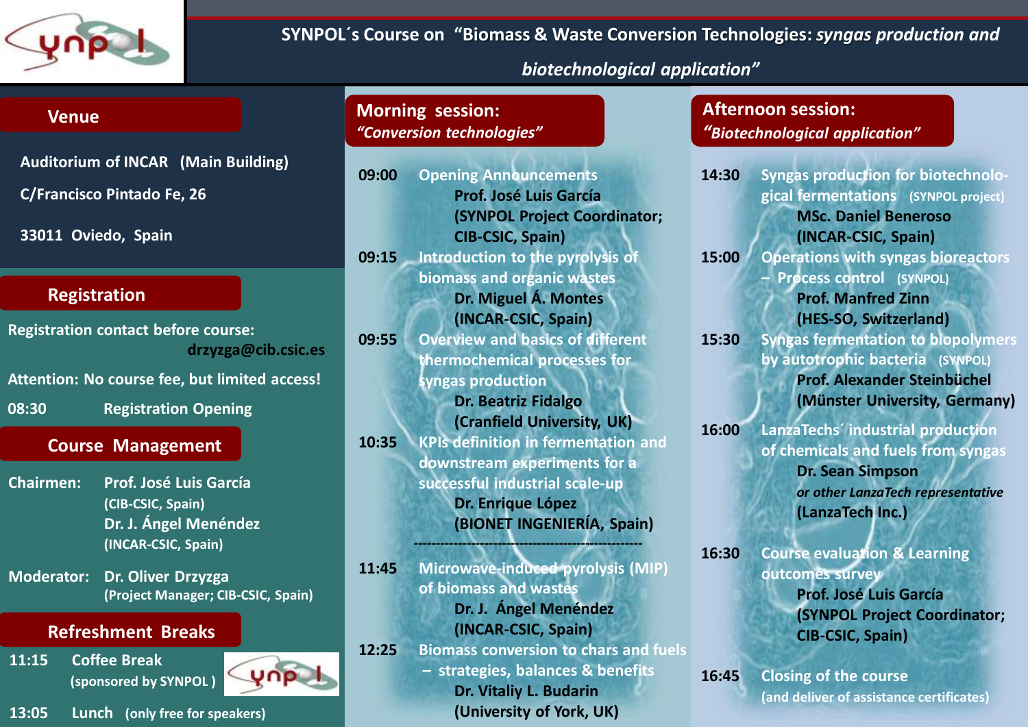# SYNPOL´s Course on "Biomass & Waste Conversion Technologies: *syngas production and biotechnological application"*

## Venue

Auditorium of INCAR (Main Building)

C/Francisco Pintado Fe, 26

33011 Oviedo, Spain

## Registration

Registration contact before course:
drzyzga@cib.csic.es

Attention: No course fee, but limited access!

08:30 Registration Opening

## Course Management

Chairmen: Prof. José Luis García
(CIB-CSIC, Spain)
Dr. J. Ángel Menéndez
(INCAR-CSIC, Spain)

Moderator: Dr. Oliver Drzyzga
(Project Manager; CIB-CSIC, Spain)

## Refreshment Breaks

11:15 Coffee Break
(sponsored by SYNPOL )

13:05 Lunch (only free for speakers)

## Morning session:
*"Conversion technologies"*

**09:00** Opening Announcements
Prof. José Luis García
(SYNPOL Project Coordinator; CIB-CSIC, Spain)

**09:15** Introduction to the pyrolysis of biomass and organic wastes
Dr. Miguel Á. Montes
(INCAR-CSIC, Spain)

**09:55** Overview and basics of different thermochemical processes for syngas production
Dr. Beatriz Fidalgo
(Cranfield University, UK)

**10:35** KPIs definition in fermentation and downstream experiments for a successful industrial scale-up
Dr. Enrique López
(BIONET INGENIERÍA, Spain)

---

**11:45** Microwave-induced pyrolysis (MIP) of biomass and wastes
Dr. J. Ángel Menéndez
(INCAR-CSIC, Spain)

**12:25** Biomass conversion to chars and fuels – strategies, balances & benefits
Dr. Vitaliy L. Budarin
(University of York, UK)

## Afternoon session:
*"Biotechnological application"*

**14:30** Syngas production for biotechnological fermentations (SYNPOL project)
MSc. Daniel Beneroso
(INCAR-CSIC, Spain)

**15:00** Operations with syngas bioreactors – Process control (SYNPOL)
Prof. Manfred Zinn
(HES-SO, Switzerland)

**15:30** Syngas fermentation to biopolymers by autotrophic bacteria (SYNPOL)
Prof. Alexander Steinbüchel
(Münster University, Germany)

**16:00** LanzaTechs´ industrial production of chemicals and fuels from syngas
Dr. Sean Simpson
*or other LanzaTech representative*
(LanzaTech Inc.)

**16:30** Course evaluation & Learning outcomes survey
Prof. José Luis García
(SYNPOL Project Coordinator; CIB-CSIC, Spain)

**16:45** Closing of the course
(and deliver of assistance certificates)